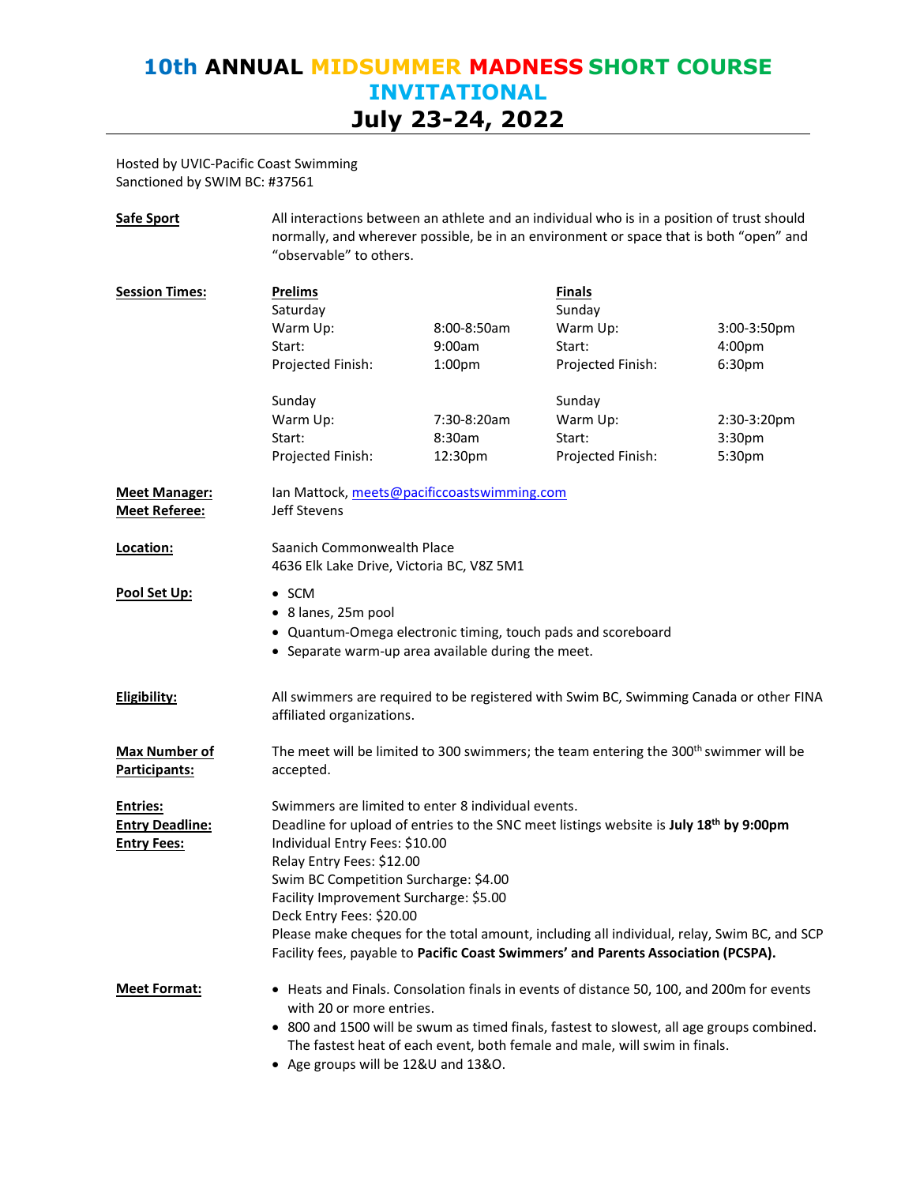# 10th ANNUAL MIDSUMMER MADNESS SHORT COURSE INVITATIONAL

## July 23-24, 2022

Hosted by UVIC-Pacific Coast Swimming
Sanctioned by SWIM BC: #37561

**Safe Sport**

All interactions between an athlete and an individual who is in a position of trust should normally, and wherever possible, be in an environment or space that is both "open" and "observable" to others.

**Session Times:**

| **Prelims** | | **Finals** | |
|---|---|---|---|
| Saturday | | Sunday | |
| Warm Up: | 8:00-8:50am | Warm Up: | 3:00-3:50pm |
| Start: | 9:00am | Start: | 4:00pm |
| Projected Finish: | 1:00pm | Projected Finish: | 6:30pm |
| | | | |
| Sunday | | Sunday | |
| Warm Up: | 7:30-8:20am | Warm Up: | 2:30-3:20pm |
| Start: | 8:30am | Start: | 3:30pm |
| Projected Finish: | 12:30pm | Projected Finish: | 5:30pm |

**Meet Manager:** Ian Mattock, meets@pacificcoastswimming.com
**Meet Referee:** Jeff Stevens

**Location:**

Saanich Commonwealth Place
4636 Elk Lake Drive, Victoria BC, V8Z 5M1

**Pool Set Up:**

- SCM
- 8 lanes, 25m pool
- Quantum-Omega electronic timing, touch pads and scoreboard
- Separate warm-up area available during the meet.

**Eligibility:**

All swimmers are required to be registered with Swim BC, Swimming Canada or other FINA affiliated organizations.

**Max Number of Participants:**

The meet will be limited to 300 swimmers; the team entering the 300th swimmer will be accepted.

**Entries:**
**Entry Deadline:**
**Entry Fees:**

Swimmers are limited to enter 8 individual events.
Deadline for upload of entries to the SNC meet listings website is **July 18th by 9:00pm**
Individual Entry Fees: $10.00
Relay Entry Fees: $12.00
Swim BC Competition Surcharge: $4.00
Facility Improvement Surcharge: $5.00
Deck Entry Fees: $20.00
Please make cheques for the total amount, including all individual, relay, Swim BC, and SCP Facility fees, payable to **Pacific Coast Swimmers' and Parents Association (PCSPA).**

**Meet Format:**

- Heats and Finals. Consolation finals in events of distance 50, 100, and 200m for events with 20 or more entries.
- 800 and 1500 will be swum as timed finals, fastest to slowest, all age groups combined. The fastest heat of each event, both female and male, will swim in finals.
- Age groups will be 12&U and 13&O.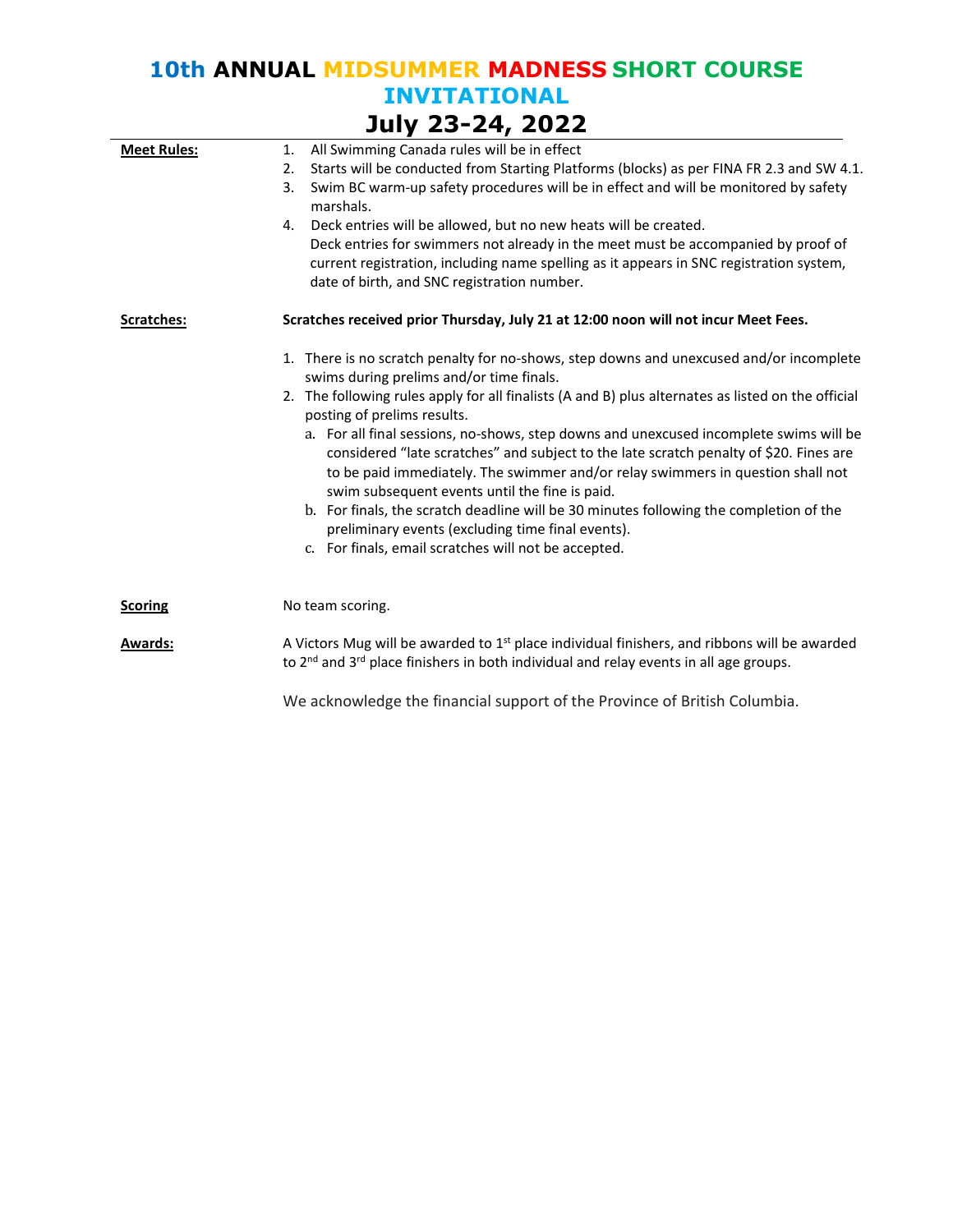# 10th ANNUAL MIDSUMMER MADNESS SHORT COURSE INVITATIONAL

## July 23-24, 2022

**Meet Rules:**

1. All Swimming Canada rules will be in effect
2. Starts will be conducted from Starting Platforms (blocks) as per FINA FR 2.3 and SW 4.1.
3. Swim BC warm-up safety procedures will be in effect and will be monitored by safety marshals.
4. Deck entries will be allowed, but no new heats will be created.
   Deck entries for swimmers not already in the meet must be accompanied by proof of current registration, including name spelling as it appears in SNC registration system, date of birth, and SNC registration number.

**Scratches:**

**Scratches received prior Thursday, July 21 at 12:00 noon will not incur Meet Fees.**

1. There is no scratch penalty for no-shows, step downs and unexcused and/or incomplete swims during prelims and/or time finals.
2. The following rules apply for all finalists (A and B) plus alternates as listed on the official posting of prelims results.
   a. For all final sessions, no-shows, step downs and unexcused incomplete swims will be considered "late scratches" and subject to the late scratch penalty of $20. Fines are to be paid immediately. The swimmer and/or relay swimmers in question shall not swim subsequent events until the fine is paid.
   b. For finals, the scratch deadline will be 30 minutes following the completion of the preliminary events (excluding time final events).
   c. For finals, email scratches will not be accepted.

**Scoring**

No team scoring.

**Awards:**

A Victors Mug will be awarded to 1st place individual finishers, and ribbons will be awarded to 2nd and 3rd place finishers in both individual and relay events in all age groups.

We acknowledge the financial support of the Province of British Columbia.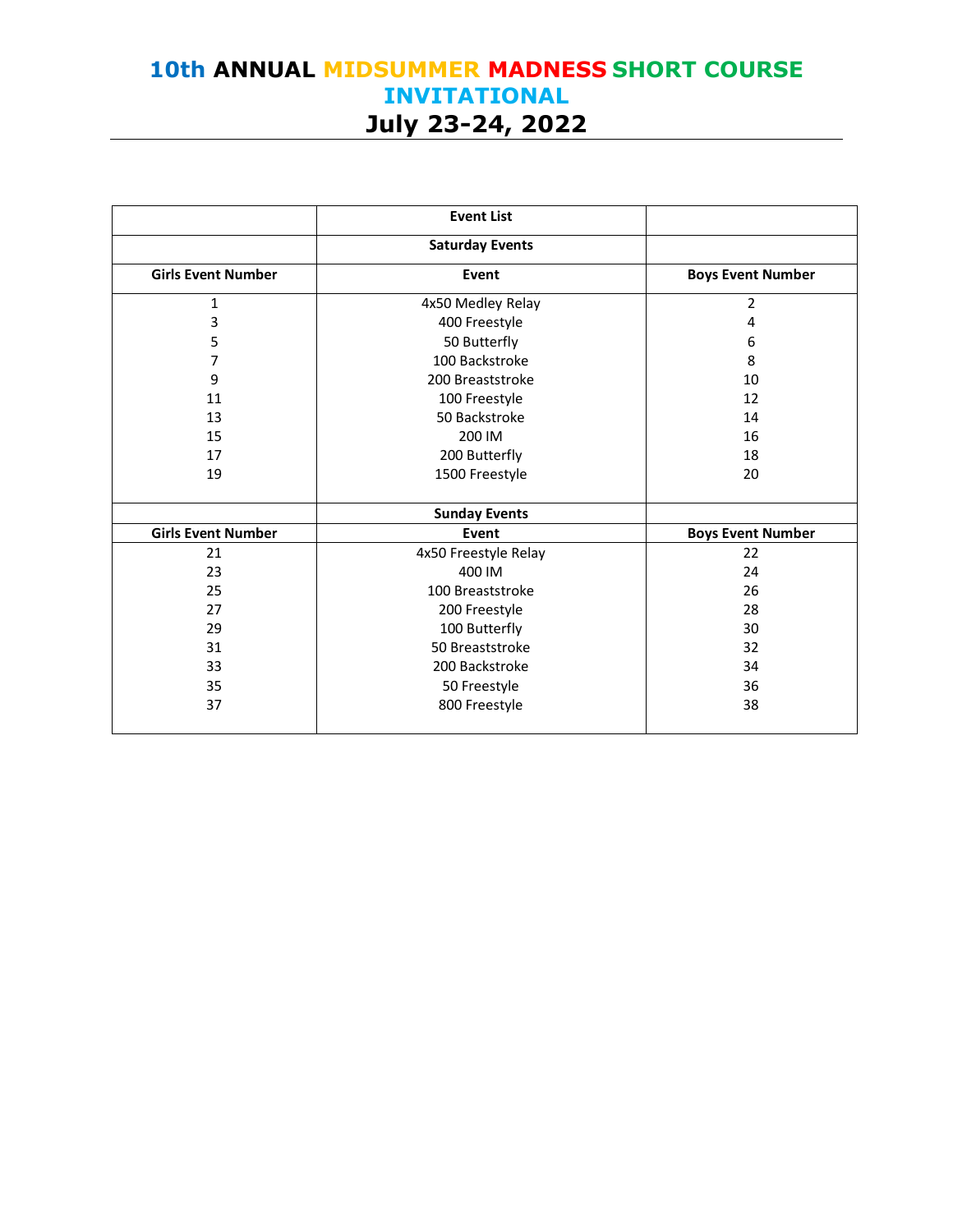# 10th ANNUAL MIDSUMMER MADNESS SHORT COURSE INVITATIONAL

## July 23-24, 2022

| | Event List | |
|---|---|---|
| | **Saturday Events** | |
| **Girls Event Number** | **Event** | **Boys Event Number** |
| 1 | 4x50 Medley Relay | 2 |
| 3 | 400 Freestyle | 4 |
| 5 | 50 Butterfly | 6 |
| 7 | 100 Backstroke | 8 |
| 9 | 200 Breaststroke | 10 |
| 11 | 100 Freestyle | 12 |
| 13 | 50 Backstroke | 14 |
| 15 | 200 IM | 16 |
| 17 | 200 Butterfly | 18 |
| 19 | 1500 Freestyle | 20 |
| | **Sunday Events** | |
| **Girls Event Number** | **Event** | **Boys Event Number** |
| 21 | 4x50 Freestyle Relay | 22 |
| 23 | 400 IM | 24 |
| 25 | 100 Breaststroke | 26 |
| 27 | 200 Freestyle | 28 |
| 29 | 100 Butterfly | 30 |
| 31 | 50 Breaststroke | 32 |
| 33 | 200 Backstroke | 34 |
| 35 | 50 Freestyle | 36 |
| 37 | 800 Freestyle | 38 |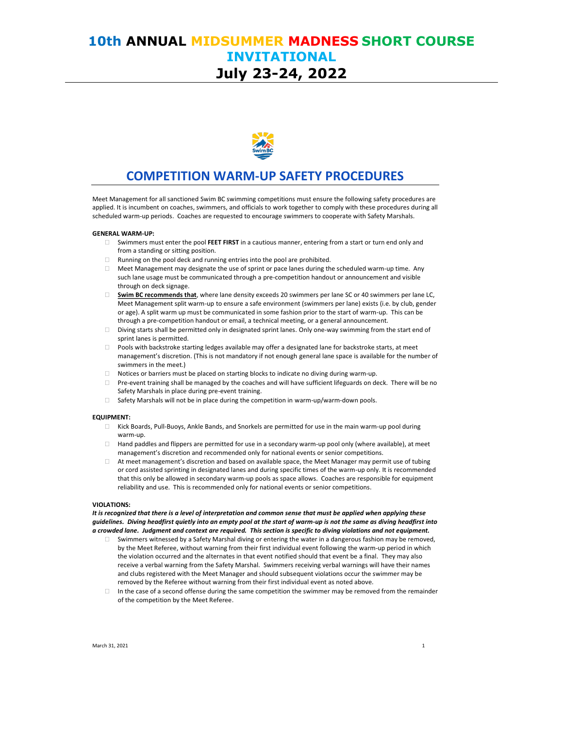# 10th ANNUAL MIDSUMMER MADNESS SHORT COURSE INVITATIONAL

# July 23-24, 2022

## COMPETITION WARM-UP SAFETY PROCEDURES

Meet Management for all sanctioned Swim BC swimming competitions must ensure the following safety procedures are applied. It is incumbent on coaches, swimmers, and officials to work together to comply with these procedures during all scheduled warm-up periods. Coaches are requested to encourage swimmers to cooperate with Safety Marshals.

**GENERAL WARM-UP:**

- Swimmers must enter the pool **FEET FIRST** in a cautious manner, entering from a start or turn end only and from a standing or sitting position.
- Running on the pool deck and running entries into the pool are prohibited.
- Meet Management may designate the use of sprint or pace lanes during the scheduled warm-up time. Any such lane usage must be communicated through a pre-competition handout or announcement and visible through on deck signage.
- **Swim BC recommends that**, where lane density exceeds 20 swimmers per lane SC or 40 swimmers per lane LC, Meet Management split warm-up to ensure a safe environment (swimmers per lane) exists (i.e. by club, gender or age). A split warm up must be communicated in some fashion prior to the start of warm-up. This can be through a pre-competition handout or email, a technical meeting, or a general announcement.
- Diving starts shall be permitted only in designated sprint lanes. Only one-way swimming from the start end of sprint lanes is permitted.
- Pools with backstroke starting ledges available may offer a designated lane for backstroke starts, at meet management's discretion. (This is not mandatory if not enough general lane space is available for the number of swimmers in the meet.)
- Notices or barriers must be placed on starting blocks to indicate no diving during warm-up.
- Pre-event training shall be managed by the coaches and will have sufficient lifeguards on deck. There will be no Safety Marshals in place during pre-event training.
- Safety Marshals will not be in place during the competition in warm-up/warm-down pools.

**EQUIPMENT:**

- Kick Boards, Pull-Buoys, Ankle Bands, and Snorkels are permitted for use in the main warm-up pool during warm-up.
- Hand paddles and flippers are permitted for use in a secondary warm-up pool only (where available), at meet management's discretion and recommended only for national events or senior competitions.
- At meet management's discretion and based on available space, the Meet Manager may permit use of tubing or cord assisted sprinting in designated lanes and during specific times of the warm-up only. It is recommended that this only be allowed in secondary warm-up pools as space allows. Coaches are responsible for equipment reliability and use. This is recommended only for national events or senior competitions.

**VIOLATIONS:**

***It is recognized that there is a level of interpretation and common sense that must be applied when applying these guidelines. Diving headfirst quietly into an empty pool at the start of warm-up is not the same as diving headfirst into a crowded lane. Judgment and context are required. This section is specific to diving violations and not equipment.***

- Swimmers witnessed by a Safety Marshal diving or entering the water in a dangerous fashion may be removed, by the Meet Referee, without warning from their first individual event following the warm-up period in which the violation occurred and the alternates in that event notified should that event be a final. They may also receive a verbal warning from the Safety Marshal. Swimmers receiving verbal warnings will have their names and clubs registered with the Meet Manager and should subsequent violations occur the swimmer may be removed by the Referee without warning from their first individual event as noted above.
- In the case of a second offense during the same competition the swimmer may be removed from the remainder of the competition by the Meet Referee.

March 31, 2021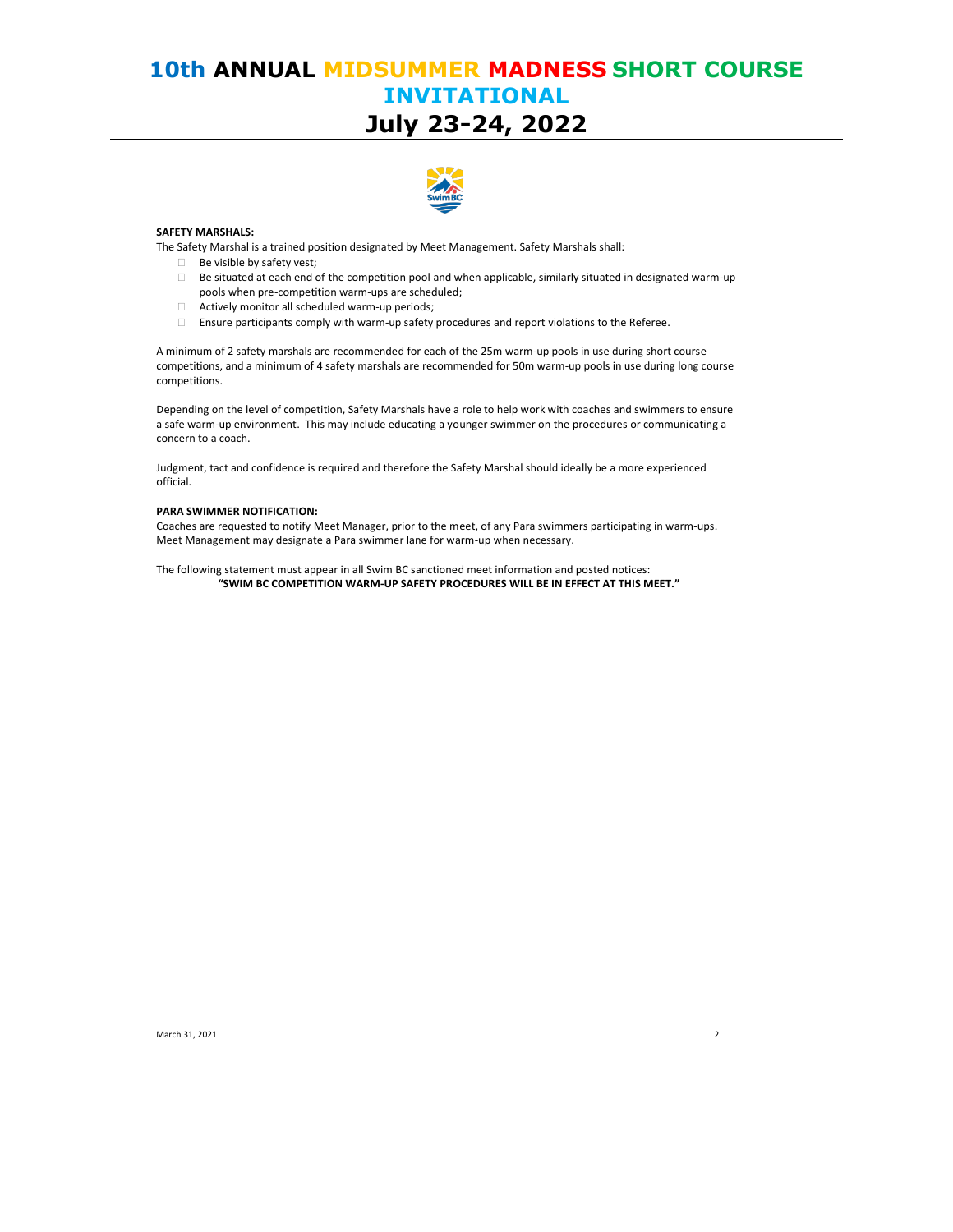**SAFETY MARSHALS:**

The Safety Marshal is a trained position designated by Meet Management. Safety Marshals shall:

- Be visible by safety vest;
- Be situated at each end of the competition pool and when applicable, similarly situated in designated warm-up pools when pre-competition warm-ups are scheduled;
- Actively monitor all scheduled warm-up periods;
- Ensure participants comply with warm-up safety procedures and report violations to the Referee.

A minimum of 2 safety marshals are recommended for each of the 25m warm-up pools in use during short course competitions, and a minimum of 4 safety marshals are recommended for 50m warm-up pools in use during long course competitions.

Depending on the level of competition, Safety Marshals have a role to help work with coaches and swimmers to ensure a safe warm-up environment. This may include educating a younger swimmer on the procedures or communicating a concern to a coach.

Judgment, tact and confidence is required and therefore the Safety Marshal should ideally be a more experienced official.

**PARA SWIMMER NOTIFICATION:**

Coaches are requested to notify Meet Manager, prior to the meet, of any Para swimmers participating in warm-ups. Meet Management may designate a Para swimmer lane for warm-up when necessary.

The following statement must appear in all Swim BC sanctioned meet information and posted notices:

**"SWIM BC COMPETITION WARM-UP SAFETY PROCEDURES WILL BE IN EFFECT AT THIS MEET."**